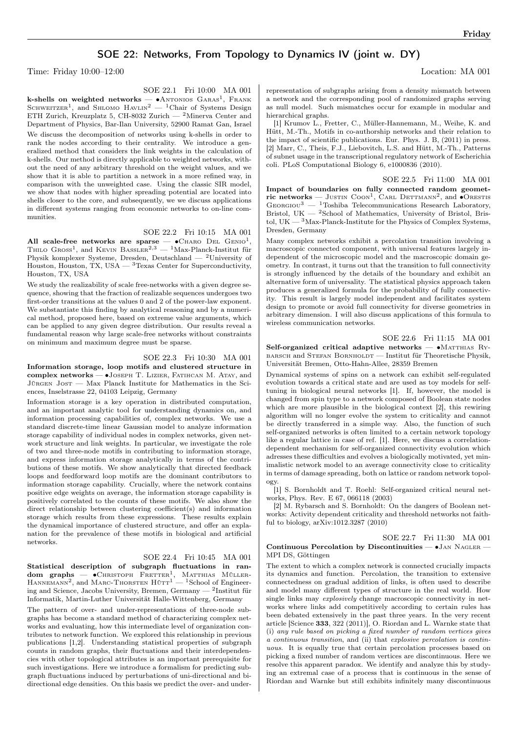## SOE 22: Networks, From Topology to Dynamics IV (joint w. DY)

Time: Friday 10:00–12:00 Location: MA 001

SOE 22.1 Fri 10:00 MA 001

**k-shells on weighted networks** — •Antonios Garas[1], Frank Schweitzer[1], and Shlomo Havlin[2] — [1]Chair of Systems Design ETH Zurich, Kreuzplatz 5, CH-8032 Zurich — [2]Minerva Center and Department of Physics, Bar-Ilan University, 52900 Ramat Gan, Israel

We discuss the decomposition of networks using k-shells in order to rank the nodes according to their centrality. We introduce a generalized method that considers the link weights in the calculation of k-shells. Our method is directly applicable to weighted networks, without the need of any arbitrary threshold on the weight values, and we show that it is able to partition a network in a more refined way, in comparison with the unweighted case. Using the classic SIR model, we show that nodes with higher spreading potential are located into shells closer to the core, and subsequently, we we discuss applications in different systems ranging from economic networks to on-line communities.

SOE 22.2 Fri 10:15 MA 001

**All scale-free networks are sparse** — •Charo Del Genio[1], Thilo Gross[1], and Kevin Bassler[2,3] — [1]Max-Planck-Institut für Physik komplexer Systeme, Dresden, Deutschland — [2]University of Houston, Houston, TX, USA — [3]Texas Center for Superconductivity, Houston, TX, USA

We study the realizability of scale free-networks with a given degree sequence, showing that the fraction of realizable sequences undergoes two first-order transitions at the values 0 and 2 of the power-law exponent. We substantiate this finding by analytical reasoning and by a numerical method, proposed here, based on extreme value arguments, which can be applied to any given degree distribution. Our results reveal a fundamental reason why large scale-free networks without constraints on minimum and maximum degree must be sparse.

SOE 22.3 Fri 10:30 MA 001

**Information storage, loop motifs and clustered structure in complex networks** — •Joseph T. Lizier, Fatihcan M. Atay, and Jürgen Jost — Max Planck Institute for Mathematics in the Sciences, Inselstrasse 22, 04103 Leipzig, Germany

Information storage is a key operation in distributed computation, and an important analytic tool for understanding dynamics on, and information processing capabilities of, complex networks. We use a standard discrete-time linear Gaussian model to analyze information storage capability of individual nodes in complex networks, given network structure and link weights. In particular, we investigate the role of two and three-node motifs in contributing to information storage, and express information storage analytically in terms of the contributions of these motifs. We show analytically that directed feedback loops and feedforward loop motifs are the dominant contributors to information storage capability. Crucially, where the network contains positive edge weights on average, the information storage capability is positively correlated to the counts of these motifs. We also show the direct relationship between clustering coefficient(s) and information storage which results from these expressions. These results explain the dynamical importance of clustered structure, and offer an explanation for the prevalence of these motifs in biological and artificial networks.

SOE 22.4 Fri 10:45 MA 001

**Statistical description of subgraph fluctuations in random graphs** — •Christoph Fretter[1], Matthias Müller-Hannemann[2], and Marc-Thorsten Hütt[1] — [1]School of Engineering and Science, Jacobs University, Bremen, Germany — [2]Institut für Informatik, Martin-Luther Universität Halle-Wittenberg, Germany

The pattern of over- and under-representations of three-node subgraphs has become a standard method of characterizing complex networks and evaluating, how this intermediate level of organization contributes to network function. We explored this relationship in previous publications [1,2]. Understanding statistical properties of subgraph counts in random graphs, their fluctuations and their interdependencies with other topological attributes is an important prerequisite for such investigations. Here we introduce a formalism for predicting subgraph fluctuations induced by perturbations of uni-directional and bi-directional edge densities. On this basis we predict the over- and under-representation of subgraphs arising from a density mismatch between a network and the corresponding pool of randomized graphs serving as null model. Such mismatches occur for example in modular and hierarchical graphs.

[1] Krumov L., Fretter, C., Müller-Hannemann, M., Weihe, K. and Hütt, M.-Th., Motifs in co-authorship networks and their relation to the impact of scientific publications. Eur. Phys. J. B, (2011) in press.
[2] Marr, C., Theis, F.J., Liebovitch, L.S. and Hütt, M.-Th., Patterns of subnet usage in the transcriptional regulatory network of Escherichia coli. PLoS Computational Biology 6, e1000836 (2010).

SOE 22.5 Fri 11:00 MA 001

**Impact of boundaries on fully connected random geometric networks** — Justin Coon[1], Carl Dettmann[2], and •Orestis Georgiou[3] — [1]Toshiba Telecommunications Research Laboratory, Bristol, UK — [2]School of Mathematics, University of Bristol, Bristol, UK — [3]Max-Planck-Institute for the Physics of Complex Systems, Dresden, Germany

Many complex networks exhibit a percolation transition involving a macroscopic connected component, with universal features largely independent of the microscopic model and the macroscopic domain geometry. In contrast, it turns out that the transition to full connectivity is strongly influenced by the details of the boundary and exhibit an alternative form of universality. The statistical physics approach taken produces a generalized formula for the probability of fully connectivity. This result is largely model independent and facilitates system design to promote or avoid full connectivity for diverse geometries in arbitrary dimension. I will also discuss applications of this formula to wireless communication networks.

SOE 22.6 Fri 11:15 MA 001

**Self-organized critical adaptive networks** — •Matthias Rybarsch and Stefan Bornholdt — Institut für Theoretische Physik, Universität Bremen, Otto-Hahn-Allee, 28359 Bremen

Dynamical systems of spins on a network can exhibit self-regulated evolution towards a critical state and are used as toy models for self-tuning in biological neural networks [1]. If, however, the model is changed from spin type to a network composed of Boolean state nodes which are more plausible in the biological context [2], this rewiring algorithm will no longer evolve the system to criticality and cannot be directly transferred in a simple way. Also, the function of such self-organized networks is often limited to a certain network topology like a regular lattice in case of ref. [1]. Here, we discuss a correlation-dependent mechanism for self-organized connectivity evolution which adresses these difficulties and evolves a biologically motivated, yet minimalistic network model to an average connectivity close to criticality in terms of damage spreading, both on lattice or random network topology.

[1] S. Bornholdt and T. Roehl: Self-organized critical neural networks, Phys. Rev. E 67, 066118 (2003)
[2] M. Rybarsch and S. Bornholdt: On the dangers of Boolean networks: Activity dependent criticality and threshold networks not faithful to biology, arXiv:1012.3287 (2010)

SOE 22.7 Fri 11:30 MA 001

**Continuous Percolation by Discontinuities** — •Jan Nagler — MPI DS, Göttingen

The extent to which a complex network is connected crucially impacts its dynamics and function. Percolation, the transition to extensive connectedness on gradual addition of links, is often used to describe and model many different types of structure in the real world. How single links may *explosively* change macroscopic connectivity in networks where links add competitively according to certain rules has been debated extensively in the past three years. In the very recent article [Science **333**, 322 (2011)], O. Riordan and L. Warnke state that (i) *any rule based on picking a fixed number of random vertices gives a continuous transition*, and (ii) that *explosive percolation is continuous*. It is equally true that certain percolation processes based on picking a fixed number of random vertices are discontinuous. Here we resolve this apparent paradox. We identify and analyze this by studying an extremal case of a process that is continuous in the sense of Riordan and Warnke but still exhibits infinitely many discontinuous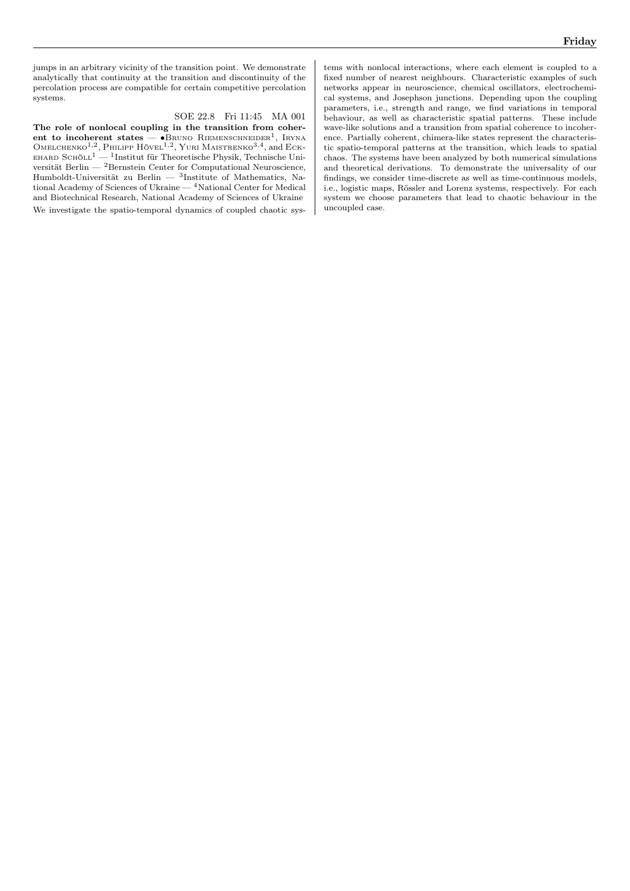jumps in an arbitrary vicinity of the transition point. We demonstrate analytically that continuity at the transition and discontinuity of the percolation process are compatible for certain competitive percolation systems.

SOE 22.8 Fri 11:45 MA 001

**The role of nonlocal coupling in the transition from coherent to incoherent states** — •Bruno Riemenschneider[1], Iryna Omelchenko[1,2], Philipp Hövel[1,2], Yuri Maistrenko[3,4], and Eckehard Schöll[1] — [1]Institut für Theoretische Physik, Technische Universität Berlin — [2]Bernstein Center for Computational Neuroscience, Humboldt-Universität zu Berlin — [3]Institute of Mathematics, National Academy of Sciences of Ukraine — [4]National Center for Medical and Biotechnical Research, National Academy of Sciences of Ukraine

We investigate the spatio-temporal dynamics of coupled chaotic systems with nonlocal interactions, where each element is coupled to a fixed number of nearest neighbours. Characteristic examples of such networks appear in neuroscience, chemical oscillators, electrochemical systems, and Josephson junctions. Depending upon the coupling parameters, i.e., strength and range, we find variations in temporal behaviour, as well as characteristic spatial patterns. These include wave-like solutions and a transition from spatial coherence to incoherence. Partially coherent, chimera-like states represent the characteristic spatio-temporal patterns at the transition, which leads to spatial chaos. The systems have been analyzed by both numerical simulations and theoretical derivations. To demonstrate the universality of our findings, we consider time-discrete as well as time-continuous models, i.e., logistic maps, Rössler and Lorenz systems, respectively. For each system we choose parameters that lead to chaotic behaviour in the uncoupled case.